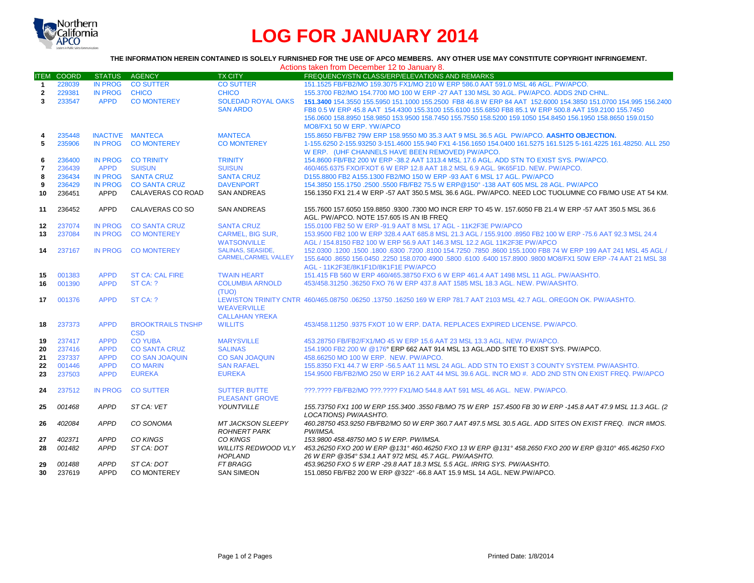# LOG FOR JANUARY 2014

**THE INFORMATION HEREIN CONTAINED IS SOLELY FURNISHED FOR THE USE OF APCO MEMBERS. ANY OTHER USE MAY CONSTITUTE COPYRIGHT INFRINGEMENT.**

Actions taken from December 12 to January 8.

| ITEM | COORD | STATUS | AGENCY | TX CITY | FREQUENCY/STN CLASS/ERP/ELEVATIONS AND REMARKS |
|---|---|---|---|---|---|
| 1 | 228039 | IN PROG | CO SUTTER | CO SUTTER | 151.1525 FB/FB2/MO 159.3075 FX1/MO 210 W ERP 586.0 AAT 591.0 MSL 46 AGL. PW/APCO. |
| 2 | 229381 | IN PROG | CHICO | CHICO | 155.3700 FB2/MO 154.7700 MO 100 W ERP -27 AAT 130 MSL 30 AGL. PW/APCO. ADDS 2ND CHNL. |
| 3 | 233547 | APPD | CO MONTEREY | SOLEDAD ROYAL OAKS SAN ARDO | **151.3400** 154.3550 155.5950 151.1000 155.2500 FB8 46.8 W ERP 84 AAT 152.6000 154.3850 151.0700 154.995 156.2400 FB8 0.5 W ERP 45.8 AAT 154.4300 155.3100 155.6100 155.6850 FB8 85.1 W ERP 500.8 AAT 159.2100 155.7450 156.0600 158.8950 158.9850 153.9500 158.7450 155.7550 158.5200 159.1050 154.8450 156.1950 158.8650 159.0150 MO8/FX1 50 W ERP. YW/APCO |
| 4 | 235448 | INACTIVE | MANTECA | MANTECA | 155.8650 FB/FB2 79W ERP 158.9550 M0 35.3 AAT 9 MSL 36.5 AGL PW/APCO. **AASHTO OBJECTION.** |
| 5 | 235906 | IN PROG | CO MONTEREY | CO MONTEREY | 1-155.6250 2-155.93250 3-151.4600 155.940 FX1 4-156.1650 154.0400 161.5275 161.5125 5-161.4225 161.48250. ALL 250 W ERP. (UHF CHANNELS HAVE BEEN REMOVED) PW/APCO. |
| 6 | 236400 | IN PROG | CO TRINITY | TRINITY | 154.8600 FB/FB2 200 W ERP -38.2 AAT 1313.4 MSL 17.6 AGL. ADD STN TO EXIST SYS. PW/APCO. |
| 7 | 236439 | APPD | SUISUN | SUISUN | 460/465.6375 FXO/FXOT 6 W ERP 12.8 AAT 18.2 MSL 6.9 AGL. 9K65F1D. NEW. PW/APCO. |
| 8 | 236434 | IN PROG | SANTA CRUZ | SANTA CRUZ | D155.8800 FB2 A155.1300 FB2/MO 150 W ERP -93 AAT 6 MSL 17 AGL. PW/APCO |
| 9 | 236429 | IN PROG | CO SANTA CRUZ | DAVENPORT | 154.3850 155.1750 .2500 .5500 FB/FB2 75.5 W ERP@150° -138 AAT 605 MSL 28 AGL. PW/APCO |
| 10 | 236451 | APPD | CALAVERAS CO ROAD | SAN ANDREAS | 156.1350 FX1 21.4 W ERP -57 AAT 350.5 MSL 36.6 AGL. PW/APCO. NEED LOC TUOLUMNE CO FB/MO USE AT 54 KM. |
| 11 | 236452 | APPD | CALAVERAS CO SO | SAN ANDREAS | 155.7600 157.6050 159.8850 .9300 .7300 MO INCR ERP TO 45 W. 157.6050 FB 21.4 W ERP -57 AAT 350.5 MSL 36.6 AGL. PW/APCO. NOTE 157.605 IS AN IB FREQ |
| 12 | 237074 | IN PROG | CO SANTA CRUZ | SANTA CRUZ | 155.0100 FB2 50 W ERP -91.9 AAT 8 MSL 17 AGL - 11K2F3E PW/APCO |
| 13 | 237084 | IN PROG | CO MONTEREY | CARMEL, BIG SUR, WATSONVILLE | 153.9500 FB2 100 W ERP 328.4 AAT 685.8 MSL 21.3 AGL / 155.9100 .8950 FB2 100 W ERP -75.6 AAT 92.3 MSL 24.4 AGL / 154.8150 FB2 100 W ERP 56.9 AAT 146.3 MSL 12.2 AGL 11K2F3E PW/APCO |
| 14 | 237167 | IN PROG | CO MONTEREY | SALINAS, SEASIDE, CARMEL,CARMEL VALLEY | 152.0300 .1200 .1500 .1800 .6300 .7200 .8100 154.7250 .7850 .8600 155.1000 FB8 74 W ERP 199 AAT 241 MSL 45 AGL / 155.6400 .8650 156.0450 .2250 158.0700 4900 .5800 .6100 .6400 157.8900 .9800 MO8/FX1 50W ERP -74 AAT 21 MSL 38 AGL - 11K2F3E/8K1F1D/8K1F1E PW/APCO |
| 15 | 001383 | APPD | ST CA: CAL FIRE | TWAIN HEART | 151.415 FB 560 W ERP 460/465.38750 FXO 6 W ERP 461.4 AAT 1498 MSL 11 AGL. PW/AASHTO. |
| 16 | 001390 | APPD | ST CA: ? | COLUMBIA ARNOLD (TUO) | 453/458.31250 .36250 FXO 76 W ERP 437.8 AAT 1585 MSL 18.3 AGL. NEW. PW/AASHTO. |
| 17 | 001376 | APPD | ST CA: ? | LEWISTON TRINITY CNTR WEAVERVILLE CALLAHAN YREKA | 460/465.08750 .06250 .13750 .16250 169 W ERP 781.7 AAT 2103 MSL 42.7 AGL. OREGON OK. PW/AASHTO. |
| 18 | 237373 | APPD | BROOKTRAILS TNSHP CSD | WILLITS | 453/458.11250 .9375 FXOT 10 W ERP. DATA. REPLACES EXPIRED LICENSE. PW/APCO. |
| 19 | 237417 | APPD | CO YUBA | MARYSVILLE | 453.28750 FB/FB2/FX1/MO 45 W ERP 15.6 AAT 23 MSL 13.3 AGL. NEW. PW/APCO. |
| 20 | 237416 | APPD | CO SANTA CRUZ | SALINAS | 154.1900 FB2 200 W @176° ERP 662 AAT 914 MSL 13 AGL.ADD SITE TO EXIST SYS. PW/APCO. |
| 21 | 237337 | APPD | CO SAN JOAQUIN | CO SAN JOAQUIN | 458.66250 MO 100 W ERP. NEW. PW/APCO. |
| 22 | 001446 | APPD | CO MARIN | SAN RAFAEL | 155.8350 FX1 44.7 W ERP -56.5 AAT 11 MSL 24 AGL. ADD STN TO EXIST 3 COUNTY SYSTEM. PW/AASHTO. |
| 23 | 237503 | APPD | EUREKA | EUREKA | 154.9500 FB/FB2/MO 250 W ERP 16.2 AAT 44 MSL 39.6 AGL. INCR MO #. ADD 2ND STN ON EXIST FREQ. PW/APCO |
| 24 | 237512 | IN PROG | CO SUTTER | SUTTER BUTTE PLEASANT GROVE | ???.???? FB/FB2/MO ???.???? FX1/MO 544.8 AAT 591 MSL 46 AGL. NEW. PW/APCO. |
| 25 | *001468* | *APPD* | *ST CA: VET* | *YOUNTVILLE* | *155.73750 FX1 100 W ERP 155.3400 .3550 FB/MO 75 W ERP 157.4500 FB 30 W ERP -145.8 AAT 47.9 MSL 11.3 AGL. (2 LOCATIONS) PW/AASHTO.* |
| 26 | *402084* | *APPD* | *CO SONOMA* | *MT JACKSON SLEEPY ROHNERT PARK* | *460.28750 453.9250 FB/FB2/MO 50 W ERP 360.7 AAT 497.5 MSL 30.5 AGL. ADD SITES ON EXIST FREQ. INCR #MOS. PW/IMSA.* |
| 27 | *402371* | *APPD* | *CO KINGS* | *CO KINGS* | *153.9800 458.48750 MO 5 W ERP. PW/IMSA.* |
| 28 | *001482* | *APPD* | *ST CA: DOT* | *WILLITS REDWOOD VLY HOPLAND* | *453.26250 FXO 200 W ERP @131° 460.46250 FXO 13 W ERP @131° 458.2650 FXO 200 W ERP @310° 465.46250 FXO 26 W ERP @354° 534.1 AAT 972 MSL 45.7 AGL. PW/AASHTO.* |
| 29 | *001488* | *APPD* | *ST CA: DOT* | *FT BRAGG* | *453.96250 FXO 5 W ERP -29.8 AAT 18.3 MSL 5.5 AGL. IRRIG SYS. PW/AASHTO.* |
| 30 | 237619 | APPD | CO MONTEREY | SAN SIMEON | 151.0850 FB/FB2 200 W ERP @322° -66.8 AAT 15.9 MSL 14 AGL. NEW.PW/APCO. |

Printed Date: 1/8/2014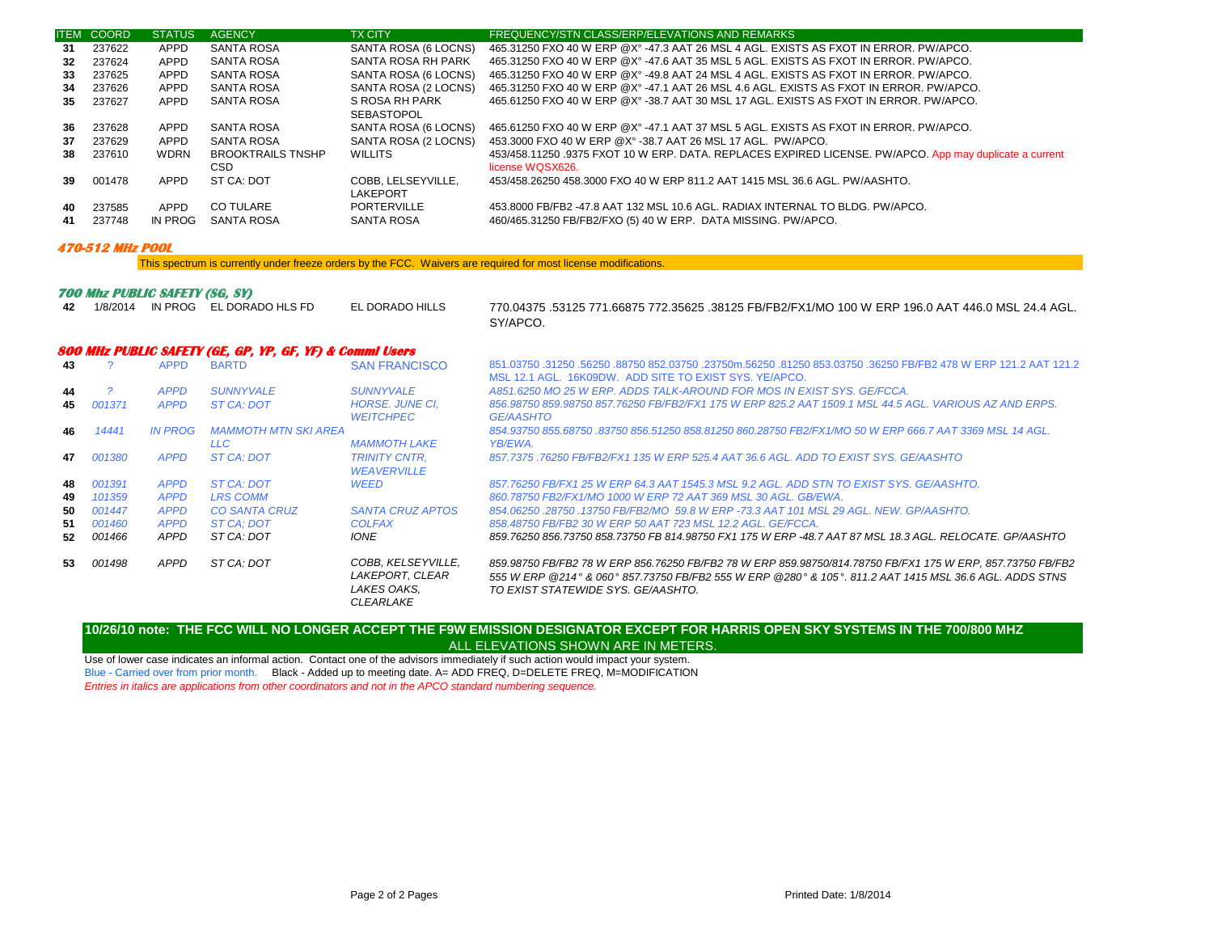| ITEM | COORD | STATUS | AGENCY | TX CITY | FREQUENCY/STN CLASS/ERP/ELEVATIONS AND REMARKS |
|---|---|---|---|---|---|
| 31 | 237622 | APPD | SANTA ROSA | SANTA ROSA (6 LOCNS) | 465.31250 FXO 40 W ERP @X° -47.3 AAT 26 MSL 4 AGL. EXISTS AS FXOT IN ERROR. PW/APCO. |
| 32 | 237624 | APPD | SANTA ROSA | SANTA ROSA RH PARK | 465.31250 FXO 40 W ERP @X° -47.6 AAT 35 MSL 5 AGL. EXISTS AS FXOT IN ERROR. PW/APCO. |
| 33 | 237625 | APPD | SANTA ROSA | SANTA ROSA (6 LOCNS) | 465.31250 FXO 40 W ERP @X° -49.8 AAT 24 MSL 4 AGL. EXISTS AS FXOT IN ERROR. PW/APCO. |
| 34 | 237626 | APPD | SANTA ROSA | SANTA ROSA (2 LOCNS) | 465.31250 FXO 40 W ERP @X° -47.1 AAT 26 MSL 4.6 AGL. EXISTS AS FXOT IN ERROR. PW/APCO. |
| 35 | 237627 | APPD | SANTA ROSA | S ROSA RH PARK SEBASTOPOL | 465.61250 FXO 40 W ERP @X° -38.7 AAT 30 MSL 17 AGL. EXISTS AS FXOT IN ERROR. PW/APCO. |
| 36 | 237628 | APPD | SANTA ROSA | SANTA ROSA (6 LOCNS) | 465.61250 FXO 40 W ERP @X° -47.1 AAT 37 MSL 5 AGL. EXISTS AS FXOT IN ERROR. PW/APCO. |
| 37 | 237629 | APPD | SANTA ROSA | SANTA ROSA (2 LOCNS) | 453.3000 FXO 40 W ERP @X° -38.7 AAT 26 MSL 17 AGL. PW/APCO. |
| 38 | 237610 | WDRN | BROOKTRAILS TNSHP CSD | WILLITS | 453/458.11250 .9375 FXOT 10 W ERP. DATA. REPLACES EXPIRED LICENSE. PW/APCO. App may duplicate a current license WQSX626. |
| 39 | 001478 | APPD | ST CA: DOT | COBB, LELSEYVILLE, LAKEPORT | 453/458.26250 458.3000 FXO 40 W ERP 811.2 AAT 1415 MSL 36.6 AGL. PW/AASHTO. |
| 40 | 237585 | APPD | CO TULARE | PORTERVILLE | 453.8000 FB/FB2 -47.8 AAT 132 MSL 10.6 AGL. RADIAX INTERNAL TO BLDG. PW/APCO. |
| 41 | 237748 | IN PROG | SANTA ROSA | SANTA ROSA | 460/465.31250 FB/FB2/FXO (5) 40 W ERP. DATA MISSING. PW/APCO. |

***470-512 MHz POOL***

This spectrum is currently under freeze orders by the FCC. Waivers are required for most license modifications.

***700 Mhz PUBLIC SAFETY (SG, SY)***

| | | | | | |
|---|---|---|---|---|---|
| 42 | 1/8/2014 | IN PROG | EL DORADO HLS FD | EL DORADO HILLS | 770.04375 .53125 771.66875 772.35625 .38125 FB/FB2/FX1/MO 100 W ERP 196.0 AAT 446.0 MSL 24.4 AGL. SY/APCO. |

***800 MHz PUBLIC SAFETY (GE, GP, YP, GF, YF) & Comml Users***

| | | | | | |
|---|---|---|---|---|---|
| 43 | ? | APPD | BARTD | SAN FRANCISCO | 851.03750 .31250 .56250 .88750 852.03750 .23750m.56250 .81250 853.03750 .36250 FB/FB2 478 W ERP 121.2 AAT 121.2 MSL 12.1 AGL. 16K09DW. ADD SITE TO EXIST SYS. YE/APCO. |
| 44 | *?* | *APPD* | *SUNNYVALE* | *SUNNYVALE* | *A851.6250 MO 25 W ERP. ADDS TALK-AROUND FOR MOS IN EXIST SYS. GE/FCCA.* |
| 45 | *001371* | *APPD* | *ST CA: DOT* | *HORSE. JUNE CI, WEITCHPEC* | *856.98750 859.98750 857.76250 FB/FB2/FX1 175 W ERP 825.2 AAT 1509.1 MSL 44.5 AGL. VARIOUS AZ AND ERPS. GE/AASHTO* |
| 46 | *14441* | *IN PROG* | *MAMMOTH MTN SKI AREA LLC* | *MAMMOTH LAKE* | *854.93750 855.68750 .83750 856.51250 858.81250 860.28750 FB2/FX1/MO 50 W ERP 666.7 AAT 3369 MSL 14 AGL. YB/EWA.* |
| 47 | *001380* | *APPD* | *ST CA: DOT* | *TRINITY CNTR, WEAVERVILLE* | *857.7375 .76250 FB/FB2/FX1 135 W ERP 525.4 AAT 36.6 AGL. ADD TO EXIST SYS. GE/AASHTO* |
| 48 | *001391* | *APPD* | *ST CA: DOT* | *WEED* | *857.76250 FB/FX1 25 W ERP 64.3 AAT 1545.3 MSL 9.2 AGL. ADD STN TO EXIST SYS. GE/AASHTO.* |
| 49 | *101359* | *APPD* | *LRS COMM* | | *860.78750 FB2/FX1/MO 1000 W ERP 72 AAT 369 MSL 30 AGL. GB/EWA.* |
| 50 | *001447* | *APPD* | *CO SANTA CRUZ* | *SANTA CRUZ APTOS* | *854.06250 .28750 .13750 FB/FB2/MO 59.8 W ERP -73.3 AAT 101 MSL 29 AGL. NEW. GP/AASHTO.* |
| 51 | *001460* | *APPD* | *ST CA; DOT* | *COLFAX* | *858.48750 FB/FB2 30 W ERP 50 AAT 723 MSL 12.2 AGL. GE/FCCA.* |
| 52 | *001466* | *APPD* | *ST CA: DOT* | *IONE* | *859.76250 856.73750 858.73750 FB 814.98750 FX1 175 W ERP -48.7 AAT 87 MSL 18.3 AGL. RELOCATE. GP/AASHTO* |
| 53 | *001498* | *APPD* | *ST CA: DOT* | *COBB, KELSEYVILLE, LAKEPORT, CLEAR LAKES OAKS, CLEARLAKE* | *859.98750 FB/FB2 78 W ERP 856.76250 FB/FB2 78 W ERP 859.98750/814.78750 FB/FX1 175 W ERP, 857.73750 FB/FB2 555 W ERP @214° & 060° 857.73750 FB/FB2 555 W ERP @280° & 105°. 811.2 AAT 1415 MSL 36.6 AGL. ADDS STNS TO EXIST STATEWIDE SYS. GE/AASHTO.* |

**10/26/10 note: THE FCC WILL NO LONGER ACCEPT THE F9W EMISSION DESIGNATOR EXCEPT FOR HARRIS OPEN SKY SYSTEMS IN THE 700/800 MHZ**

ALL ELEVATIONS SHOWN ARE IN METERS.

Use of lower case indicates an informal action. Contact one of the advisors immediately if such action would impact your system.

Blue - Carried over from prior month. Black - Added up to meeting date. A= ADD FREQ, D=DELETE FREQ, M=MODIFICATION

*Entries in italics are applications from other coordinators and not in the APCO standard numbering sequence.*

Printed Date: 1/8/2014